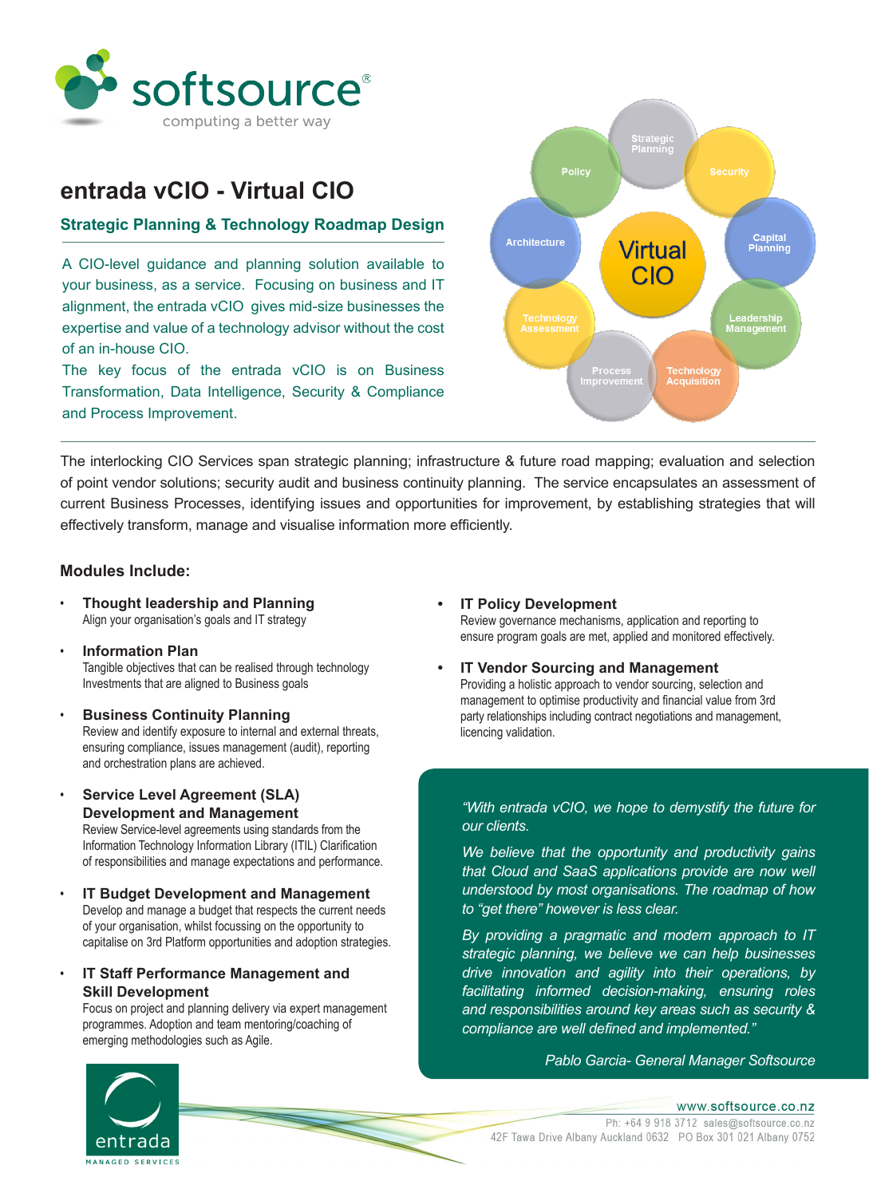softsource® computing a better way

# entrada vCIO - Virtual CIO

## Strategic Planning & Technology Roadmap Design

A CIO-level guidance and planning solution available to your business, as a service. Focusing on business and IT alignment, the entrada vCIO gives mid-size businesses the expertise and value of a technology advisor without the cost of an in-house CIO.

The key focus of the entrada vCIO is on Business Transformation, Data Intelligence, Security & Compliance and Process Improvement.

Virtual CIO: Strategic Planning, Security, Capital Planning, Leadership Management, Technology Acquisition, Process Improvement, Technology Assessment, Architecture, Policy

The interlocking CIO Services span strategic planning; infrastructure & future road mapping; evaluation and selection of point vendor solutions; security audit and business continuity planning. The service encapsulates an assessment of current Business Processes, identifying issues and opportunities for improvement, by establishing strategies that will effectively transform, manage and visualise information more efficiently.

### Modules Include:

- **Thought leadership and Planning**
  Align your organisation's goals and IT strategy
- **Information Plan**
  Tangible objectives that can be realised through technology Investments that are aligned to Business goals
- **Business Continuity Planning**
  Review and identify exposure to internal and external threats, ensuring compliance, issues management (audit), reporting and orchestration plans are achieved.
- **Service Level Agreement (SLA) Development and Management**
  Review Service-level agreements using standards from the Information Technology Information Library (ITIL) Clarification of responsibilities and manage expectations and performance.
- **IT Budget Development and Management**
  Develop and manage a budget that respects the current needs of your organisation, whilst focussing on the opportunity to capitalise on 3rd Platform opportunities and adoption strategies.
- **IT Staff Performance Management and Skill Development**
  Focus on project and planning delivery via expert management programmes. Adoption and team mentoring/coaching of emerging methodologies such as Agile.
- **IT Policy Development**
  Review governance mechanisms, application and reporting to ensure program goals are met, applied and monitored effectively.
- **IT Vendor Sourcing and Management**
  Providing a holistic approach to vendor sourcing, selection and management to optimise productivity and financial value from 3rd party relationships including contract negotiations and management, licencing validation.

*"With entrada vCIO, we hope to demystify the future for our clients.*

*We believe that the opportunity and productivity gains that Cloud and SaaS applications provide are now well understood by most organisations. The roadmap of how to "get there" however is less clear.*

*By providing a pragmatic and modern approach to IT strategic planning, we believe we can help businesses drive innovation and agility into their operations, by facilitating informed decision-making, ensuring roles and responsibilities around key areas such as security & compliance are well defined and implemented."*

*Pablo Garcia- General Manager Softsource*

entrada MANAGED SERVICES

www.softsource.co.nz
Ph: +64 9 918 3712 sales@softsource.co.nz
42F Tawa Drive Albany Auckland 0632 PO Box 301 021 Albany 0752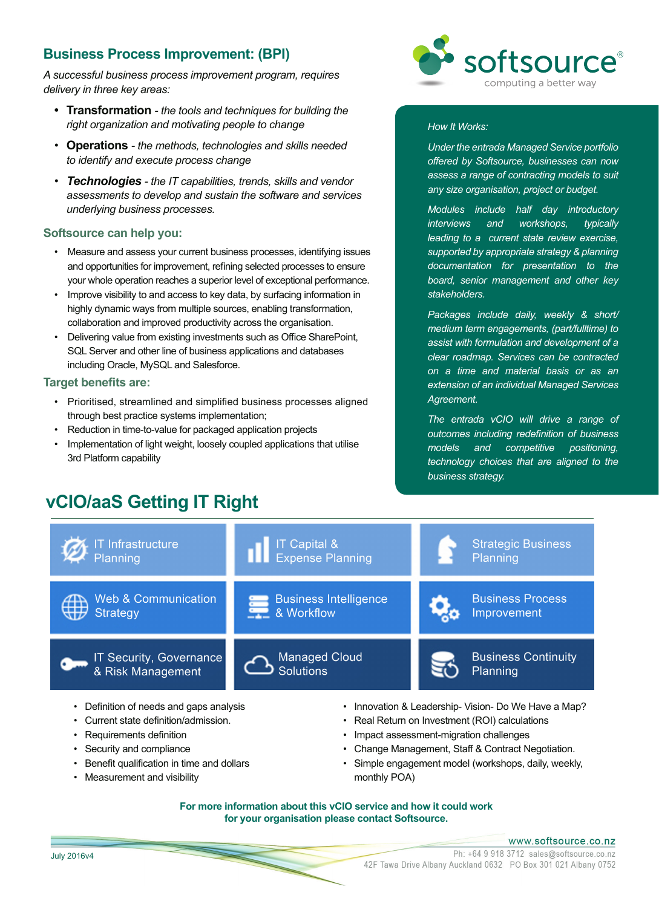## Business Process Improvement: (BPI)

*A successful business process improvement program, requires delivery in three key areas:*

- **Transformation** - *the tools and techniques for building the right organization and motivating people to change*
- **Operations** - *the methods, technologies and skills needed to identify and execute process change*
- ***Technologies*** - *the IT capabilities, trends, skills and vendor assessments to develop and sustain the software and services underlying business processes.*

### Softsource can help you:

- Measure and assess your current business processes, identifying issues and opportunities for improvement, refining selected processes to ensure your whole operation reaches a superior level of exceptional performance.
- Improve visibility to and access to key data, by surfacing information in highly dynamic ways from multiple sources, enabling transformation, collaboration and improved productivity across the organisation.
- Delivering value from existing investments such as Office SharePoint, SQL Server and other line of business applications and databases including Oracle, MySQL and Salesforce.

### Target benefits are:

- Prioritised, streamlined and simplified business processes aligned through best practice systems implementation;
- Reduction in time-to-value for packaged application projects
- Implementation of light weight, loosely coupled applications that utilise 3rd Platform capability

softsource®
computing a better way

*How It Works:*

*Under the entrada Managed Service portfolio offered by Softsource, businesses can now assess a range of contracting models to suit any size organisation, project or budget.*

*Modules include half day introductory interviews and workshops, typically leading to a current state review exercise, supported by appropriate strategy & planning documentation for presentation to the board, senior management and other key stakeholders.*

*Packages include daily, weekly & short/ medium term engagements, (part/fulltime) to assist with formulation and development of a clear roadmap. Services can be contracted on a time and material basis or as an extension of an individual Managed Services Agreement.*

*The entrada vCIO will drive a range of outcomes including redefinition of business models and competitive positioning, technology choices that are aligned to the business strategy.*

## vCIO/aaS Getting IT Right

| | | |
|---|---|---|
| IT Infrastructure Planning | IT Capital & Expense Planning | Strategic Business Planning |
| Web & Communication Strategy | Business Intelligence & Workflow | Business Process Improvement |
| IT Security, Governance & Risk Management | Managed Cloud Solutions | Business Continuity Planning |

- Definition of needs and gaps analysis
- Current state definition/admission.
- Requirements definition
- Security and compliance
- Benefit qualification in time and dollars
- Measurement and visibility

- Innovation & Leadership- Vision- Do We Have a Map?
- Real Return on Investment (ROI) calculations
- Impact assessment-migration challenges
- Change Management, Staff & Contract Negotiation.
- Simple engagement model (workshops, daily, weekly, monthly POA)

**For more information about this vCIO service and how it could work for your organisation please contact Softsource.**

July 2016v4

www.softsource.co.nz
Ph: +64 9 918 3712 sales@softsource.co.nz
42F Tawa Drive Albany Auckland 0632 PO Box 301 021 Albany 0752